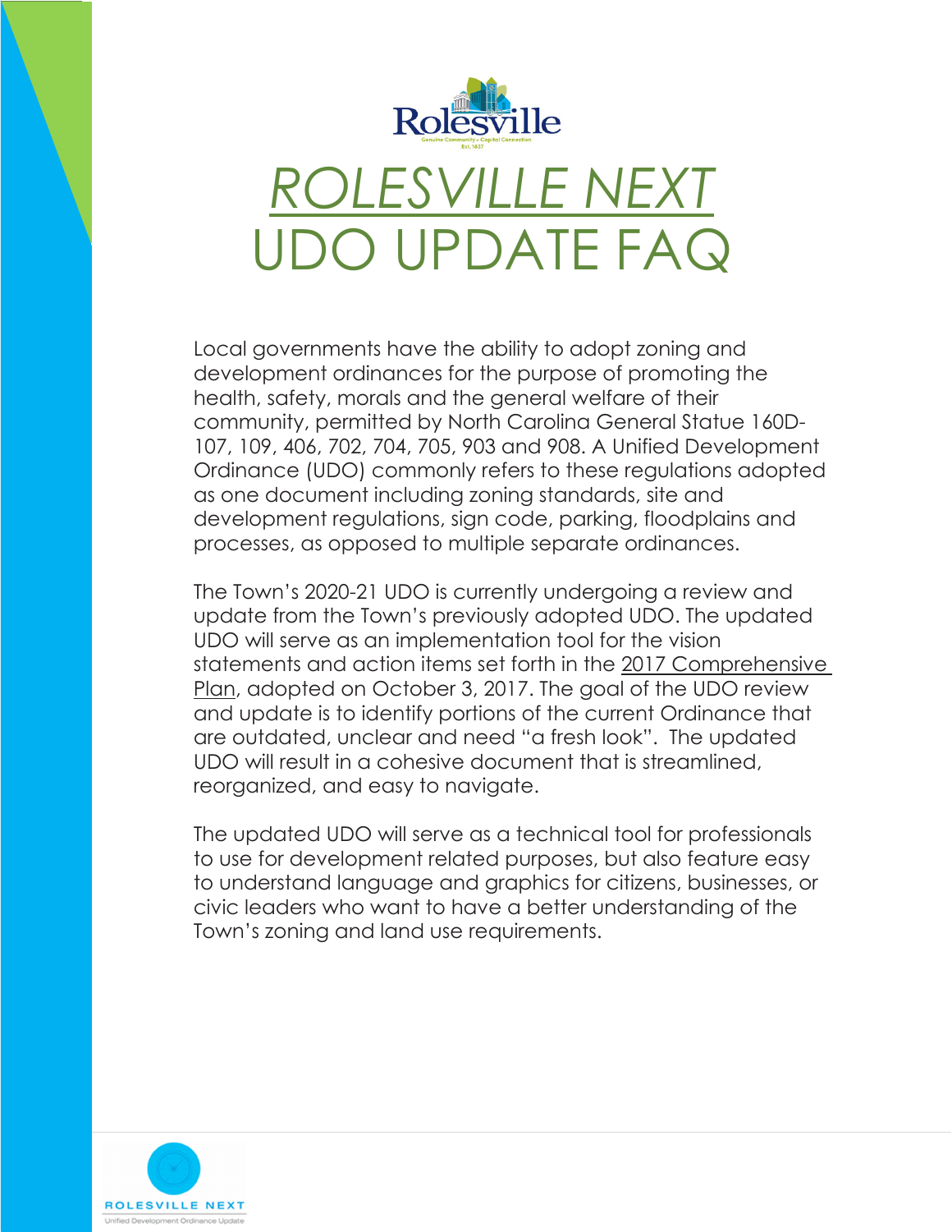# *ROLESVILLE NEXT*

# UDO UPDATE FAQ

Local governments have the ability to adopt zoning and development ordinances for the purpose of promoting the health, safety, morals and the general welfare of their community, permitted by North Carolina General Statue 160D-107, 109, 406, 702, 704, 705, 903 and 908. A Unified Development Ordinance (UDO) commonly refers to these regulations adopted as one document including zoning standards, site and development regulations, sign code, parking, floodplains and processes, as opposed to multiple separate ordinances.

The Town's 2020-21 UDO is currently undergoing a review and update from the Town's previously adopted UDO. The updated UDO will serve as an implementation tool for the vision statements and action items set forth in the 2017 Comprehensive Plan, adopted on October 3, 2017. The goal of the UDO review and update is to identify portions of the current Ordinance that are outdated, unclear and need "a fresh look". The updated UDO will result in a cohesive document that is streamlined, reorganized, and easy to navigate.

The updated UDO will serve as a technical tool for professionals to use for development related purposes, but also feature easy to understand language and graphics for citizens, businesses, or civic leaders who want to have a better understanding of the Town's zoning and land use requirements.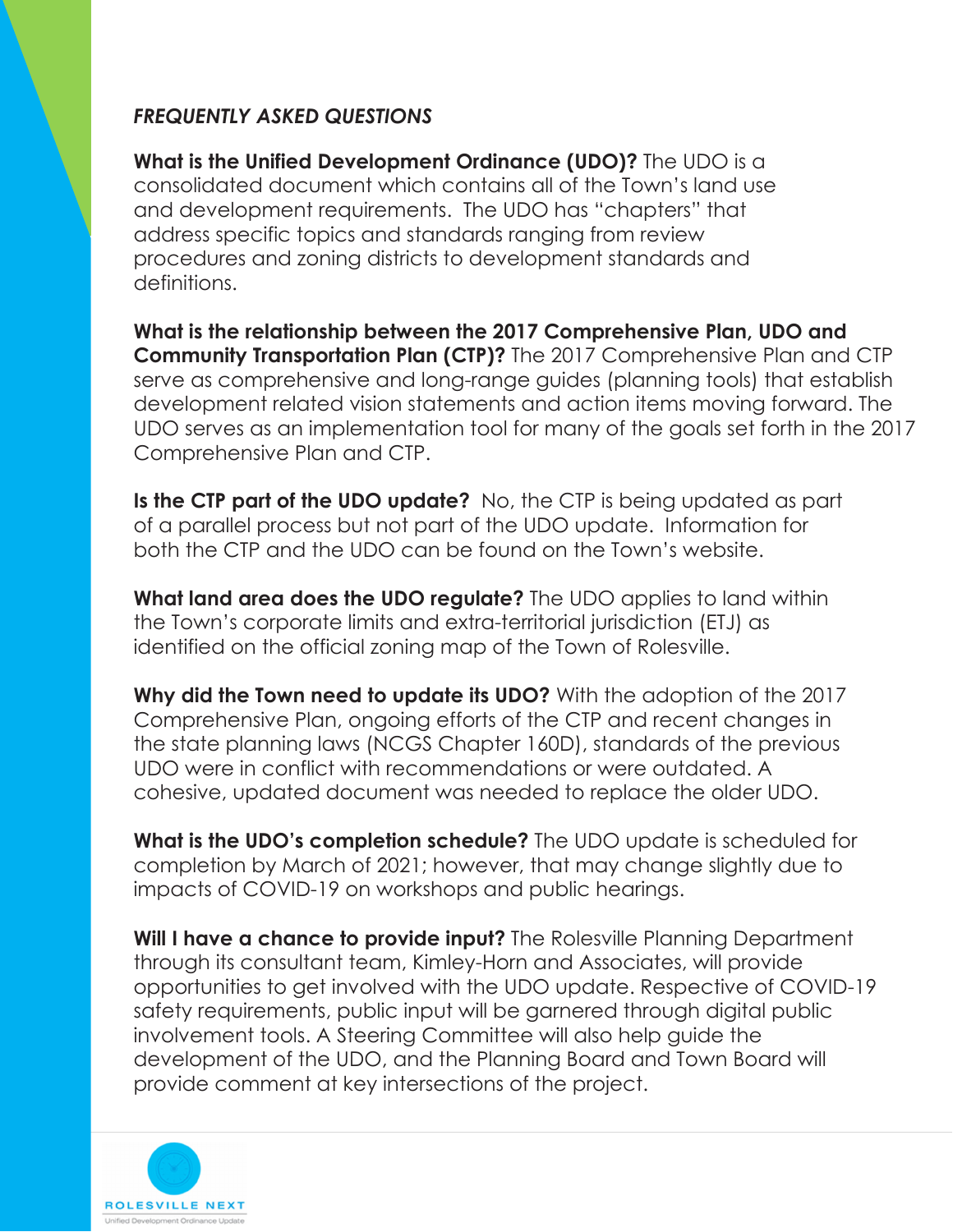***FREQUENTLY ASKED QUESTIONS***

**What is the Unified Development Ordinance (UDO)?** The UDO is a consolidated document which contains all of the Town's land use and development requirements. The UDO has "chapters" that address specific topics and standards ranging from review procedures and zoning districts to development standards and definitions.

**What is the relationship between the 2017 Comprehensive Plan, UDO and Community Transportation Plan (CTP)?** The 2017 Comprehensive Plan and CTP serve as comprehensive and long-range guides (planning tools) that establish development related vision statements and action items moving forward. The UDO serves as an implementation tool for many of the goals set forth in the 2017 Comprehensive Plan and CTP.

**Is the CTP part of the UDO update?** No, the CTP is being updated as part of a parallel process but not part of the UDO update. Information for both the CTP and the UDO can be found on the Town's website.

**What land area does the UDO regulate?** The UDO applies to land within the Town's corporate limits and extra-territorial jurisdiction (ETJ) as identified on the official zoning map of the Town of Rolesville.

**Why did the Town need to update its UDO?** With the adoption of the 2017 Comprehensive Plan, ongoing efforts of the CTP and recent changes in the state planning laws (NCGS Chapter 160D), standards of the previous UDO were in conflict with recommendations or were outdated. A cohesive, updated document was needed to replace the older UDO.

**What is the UDO's completion schedule?** The UDO update is scheduled for completion by March of 2021; however, that may change slightly due to impacts of COVID-19 on workshops and public hearings.

**Will I have a chance to provide input?** The Rolesville Planning Department through its consultant team, Kimley-Horn and Associates, will provide opportunities to get involved with the UDO update. Respective of COVID-19 safety requirements, public input will be garnered through digital public involvement tools. A Steering Committee will also help guide the development of the UDO, and the Planning Board and Town Board will provide comment at key intersections of the project.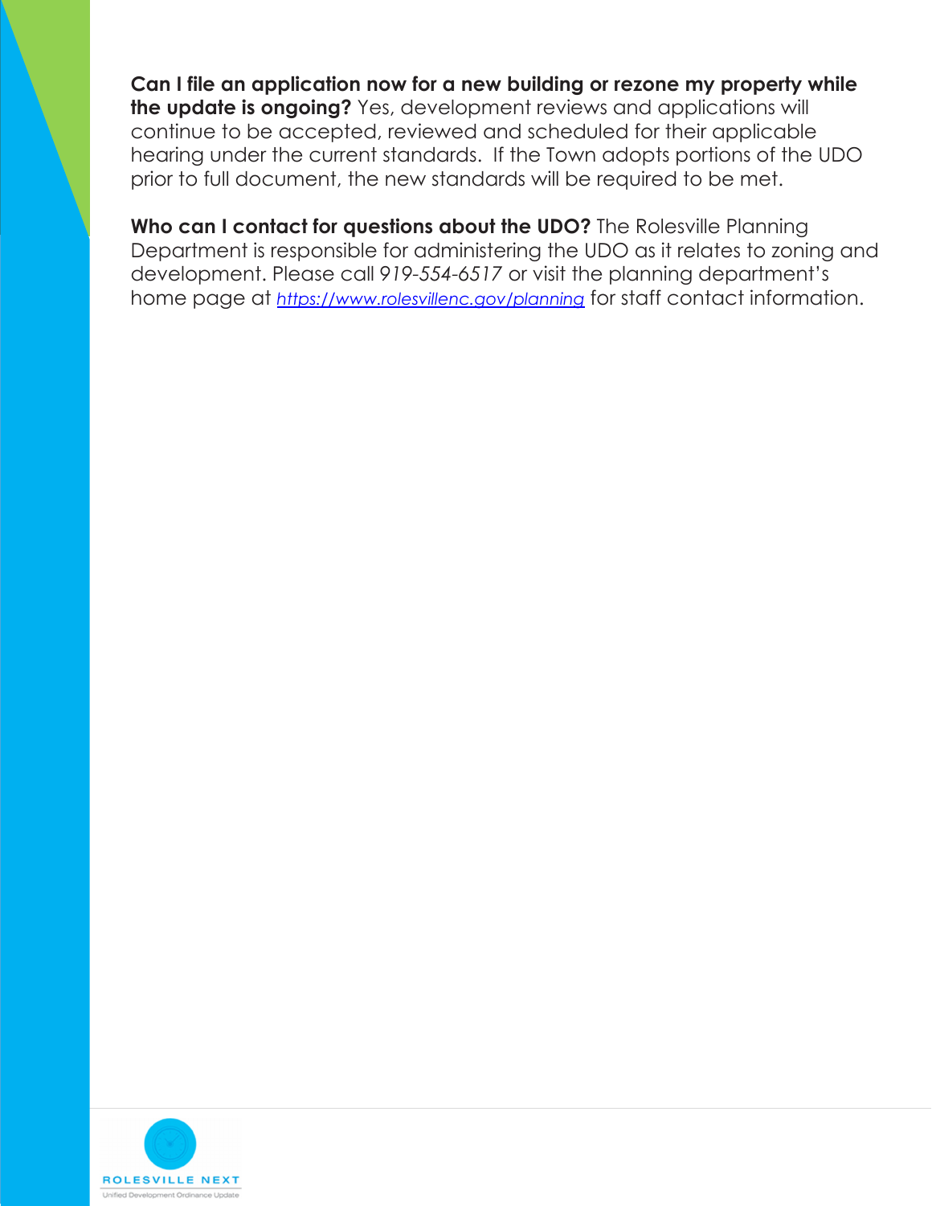**Can I file an application now for a new building or rezone my property while the update is ongoing?** Yes, development reviews and applications will continue to be accepted, reviewed and scheduled for their applicable hearing under the current standards. If the Town adopts portions of the UDO prior to full document, the new standards will be required to be met.

**Who can I contact for questions about the UDO?** The Rolesville Planning Department is responsible for administering the UDO as it relates to zoning and development. Please call *919-554-6517* or visit the planning department's home page at [https://www.rolesvillenc.gov/planning](https://www.rolesvillenc.gov/planning) for staff contact information.